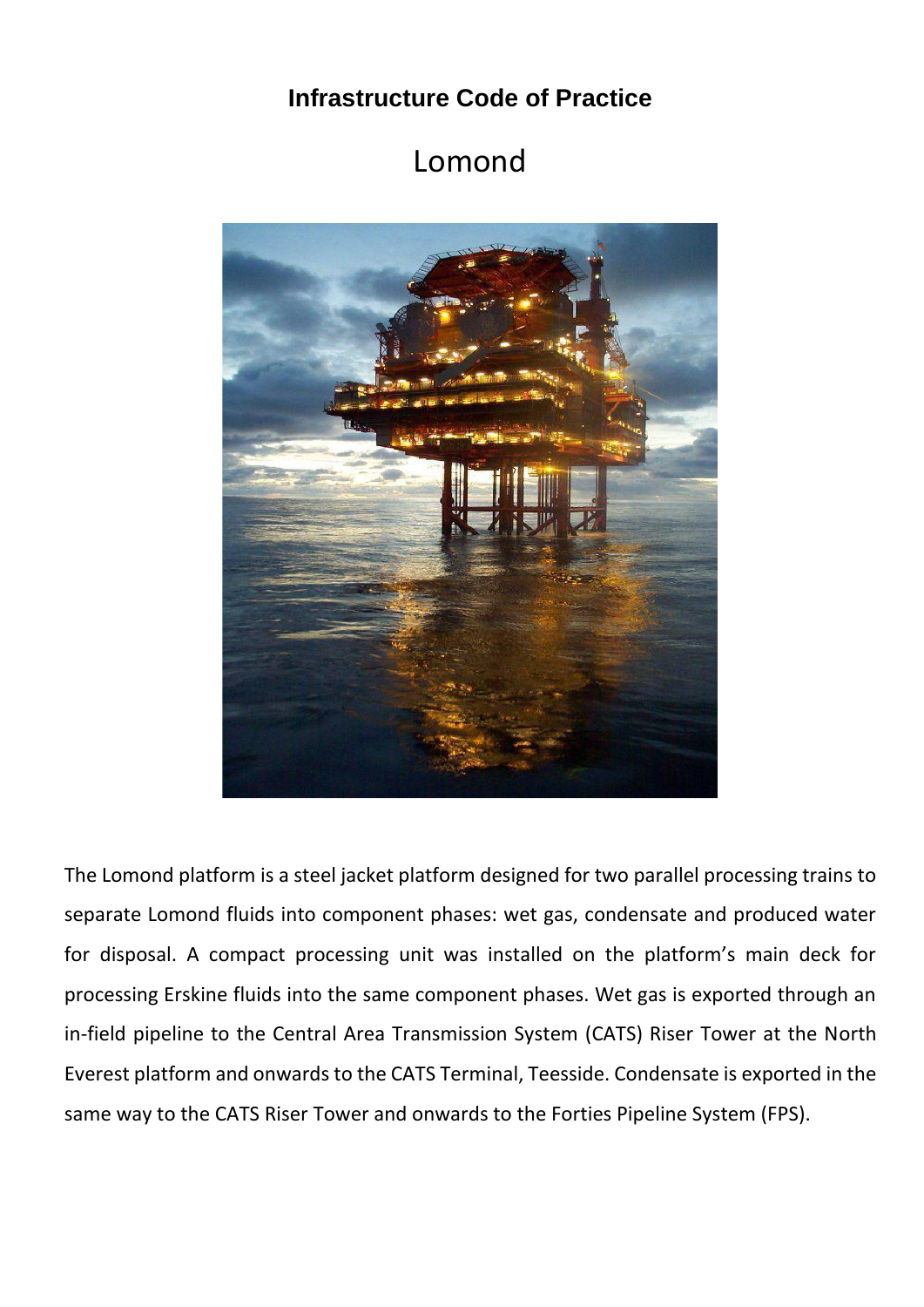# Infrastructure Code of Practice

## Lomond

The Lomond platform is a steel jacket platform designed for two parallel processing trains to separate Lomond fluids into component phases: wet gas, condensate and produced water for disposal. A compact processing unit was installed on the platform's main deck for processing Erskine fluids into the same component phases. Wet gas is exported through an in-field pipeline to the Central Area Transmission System (CATS) Riser Tower at the North Everest platform and onwards to the CATS Terminal, Teesside. Condensate is exported in the same way to the CATS Riser Tower and onwards to the Forties Pipeline System (FPS).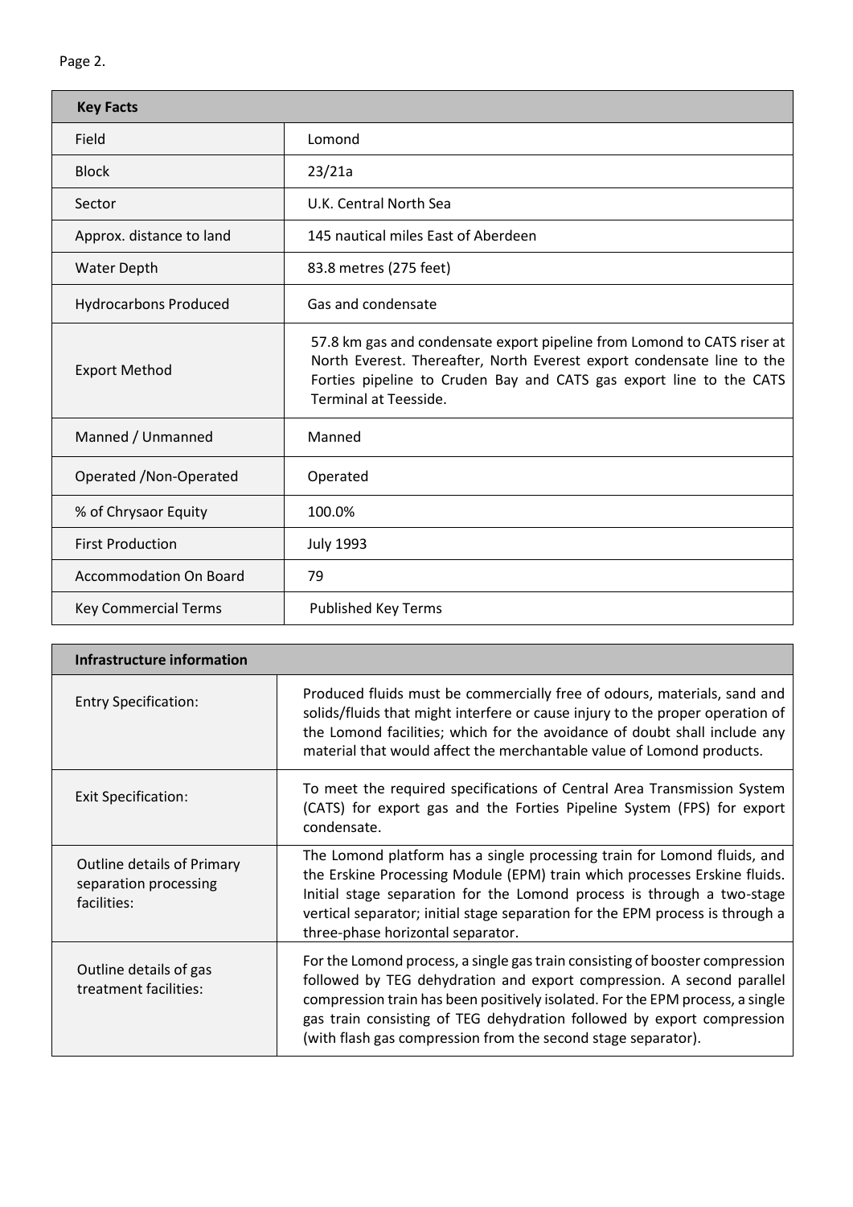| Key Facts | |
|---|---|
| Field | Lomond |
| Block | 23/21a |
| Sector | U.K. Central North Sea |
| Approx. distance to land | 145 nautical miles East of Aberdeen |
| Water Depth | 83.8 metres (275 feet) |
| Hydrocarbons Produced | Gas and condensate |
| Export Method | 57.8 km gas and condensate export pipeline from Lomond to CATS riser at North Everest. Thereafter, North Everest export condensate line to the Forties pipeline to Cruden Bay and CATS gas export line to the CATS Terminal at Teesside. |
| Manned / Unmanned | Manned |
| Operated /Non-Operated | Operated |
| % of Chrysaor Equity | 100.0% |
| First Production | July 1993 |
| Accommodation On Board | 79 |
| Key Commercial Terms | Published Key Terms |

| Infrastructure information | |
|---|---|
| Entry Specification: | Produced fluids must be commercially free of odours, materials, sand and solids/fluids that might interfere or cause injury to the proper operation of the Lomond facilities; which for the avoidance of doubt shall include any material that would affect the merchantable value of Lomond products. |
| Exit Specification: | To meet the required specifications of Central Area Transmission System (CATS) for export gas and the Forties Pipeline System (FPS) for export condensate. |
| Outline details of Primary separation processing facilities: | The Lomond platform has a single processing train for Lomond fluids, and the Erskine Processing Module (EPM) train which processes Erskine fluids. Initial stage separation for the Lomond process is through a two-stage vertical separator; initial stage separation for the EPM process is through a three-phase horizontal separator. |
| Outline details of gas treatment facilities: | For the Lomond process, a single gas train consisting of booster compression followed by TEG dehydration and export compression. A second parallel compression train has been positively isolated. For the EPM process, a single gas train consisting of TEG dehydration followed by export compression (with flash gas compression from the second stage separator). |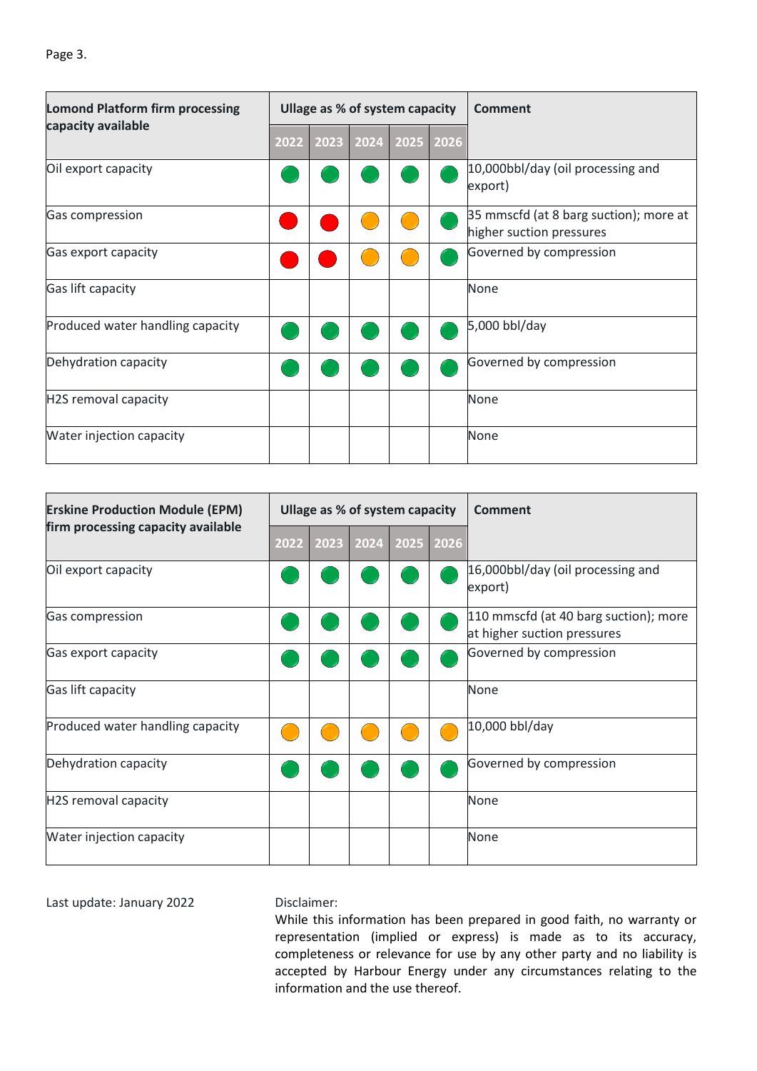| Lomond Platform firm processing capacity available | Ullage as % of system capacity | | | | | Comment |
|---|---|---|---|---|---|---|
| | 2022 | 2023 | 2024 | 2025 | 2026 | |
| Oil export capacity | Green | Green | Green | Green | Green | 10,000bbl/day (oil processing and export) |
| Gas compression | Red | Red | Orange | Orange | Green | 35 mmscfd (at 8 barg suction); more at higher suction pressures |
| Gas export capacity | Red | Red | Orange | Orange | Green | Governed by compression |
| Gas lift capacity | | | | | | None |
| Produced water handling capacity | Green | Green | Green | Green | Green | 5,000 bbl/day |
| Dehydration capacity | Green | Green | Green | Green | Green | Governed by compression |
| H2S removal capacity | | | | | | None |
| Water injection capacity | | | | | | None |

| Erskine Production Module (EPM) firm processing capacity available | Ullage as % of system capacity | | | | | Comment |
|---|---|---|---|---|---|---|
| | 2022 | 2023 | 2024 | 2025 | 2026 | |
| Oil export capacity | Green | Green | Green | Green | Green | 16,000bbl/day (oil processing and export) |
| Gas compression | Green | Green | Green | Green | Green | 110 mmscfd (at 40 barg suction); more at higher suction pressures |
| Gas export capacity | Green | Green | Green | Green | Green | Governed by compression |
| Gas lift capacity | | | | | | None |
| Produced water handling capacity | Orange | Orange | Orange | Orange | Orange | 10,000 bbl/day |
| Dehydration capacity | Green | Green | Green | Green | Green | Governed by compression |
| H2S removal capacity | | | | | | None |
| Water injection capacity | | | | | | None |

Last update: January 2022

Disclaimer:
While this information has been prepared in good faith, no warranty or representation (implied or express) is made as to its accuracy, completeness or relevance for use by any other party and no liability is accepted by Harbour Energy under any circumstances relating to the information and the use thereof.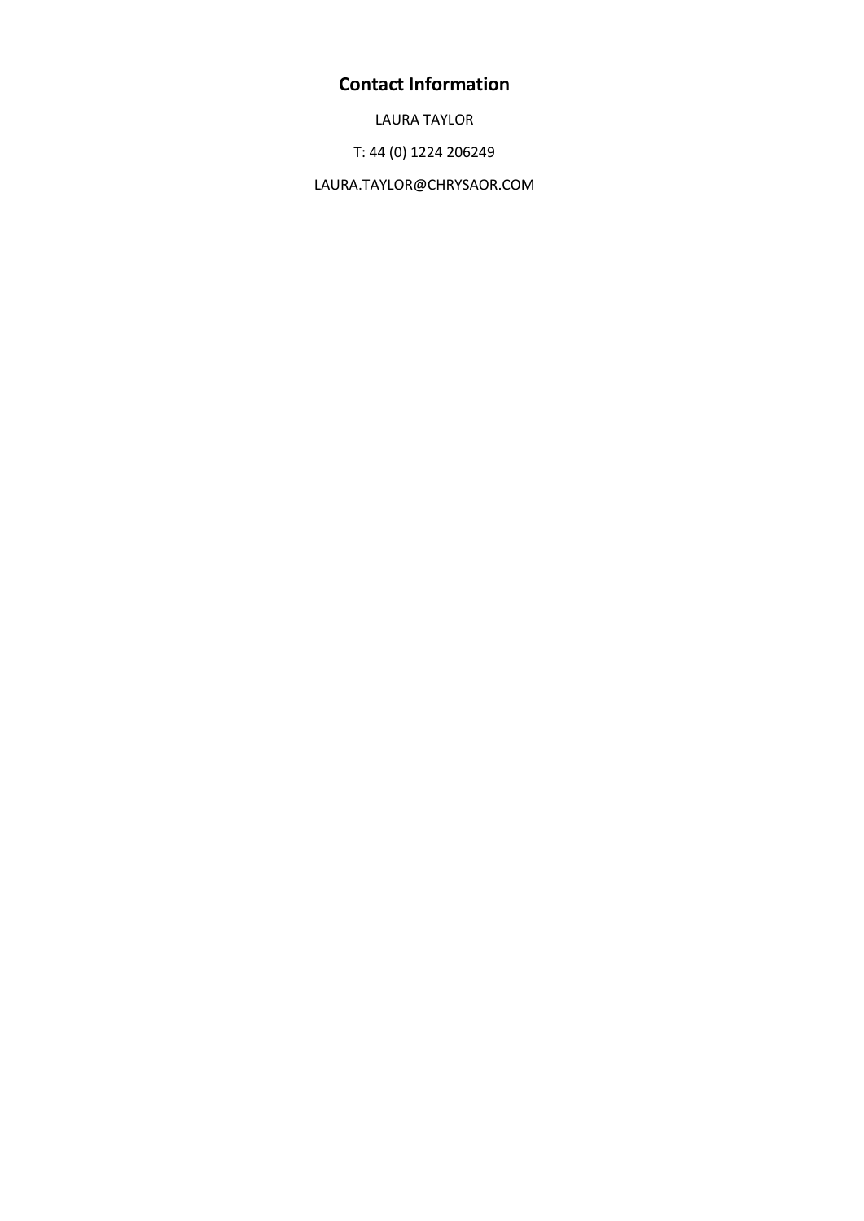## Contact Information

LAURA TAYLOR

T: 44 (0) 1224 206249

LAURA.TAYLOR@CHRYSAOR.COM